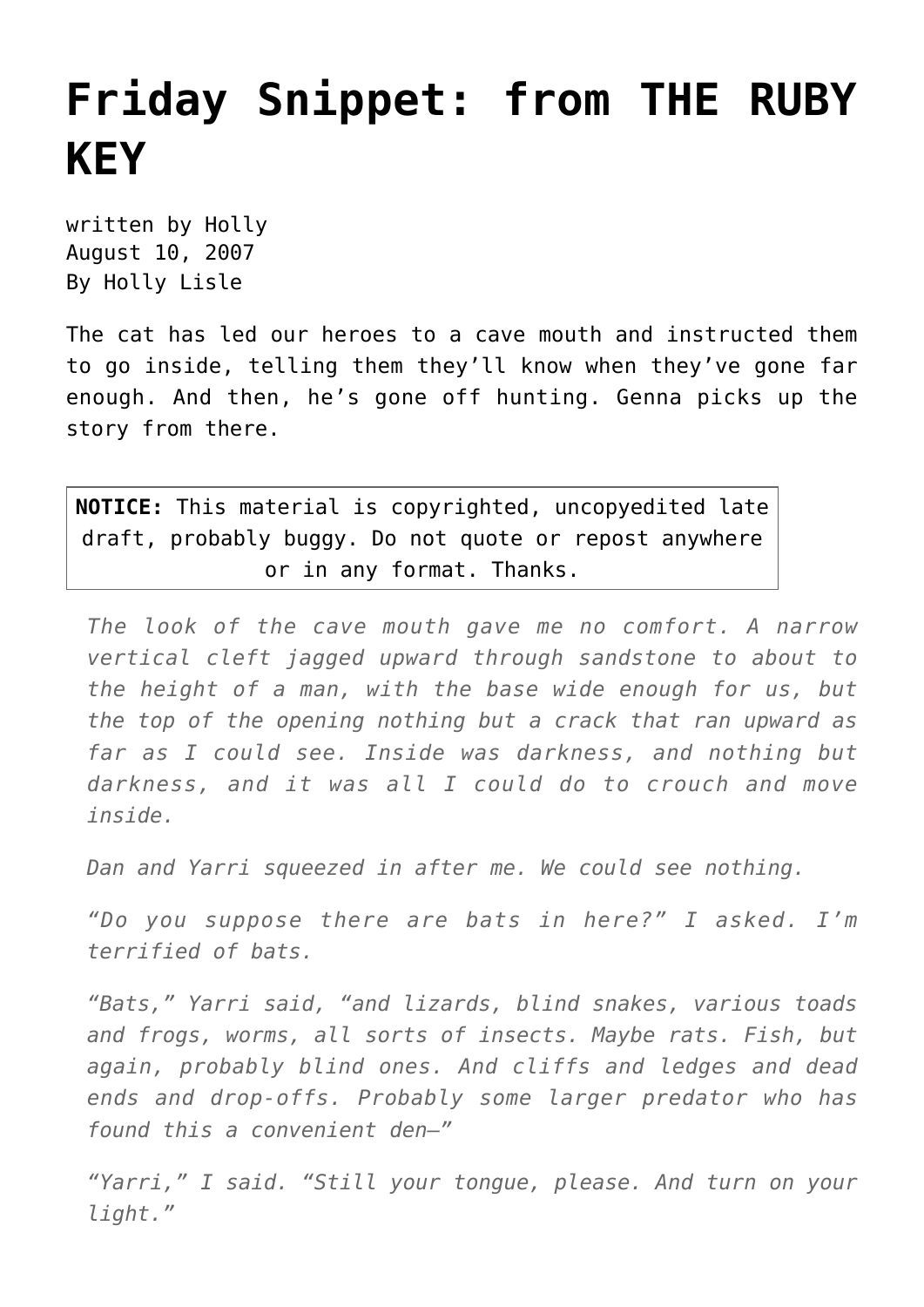# Friday Snippet: from THE RUBY KEY

written by Holly
August 10, 2007
By Holly Lisle

The cat has led our heroes to a cave mouth and instructed them to go inside, telling them they'll know when they've gone far enough. And then, he's gone off hunting. Genna picks up the story from there.

**NOTICE:** This material is copyrighted, uncopyedited late draft, probably buggy. Do not quote or repost anywhere or in any format. Thanks.

*The look of the cave mouth gave me no comfort. A narrow vertical cleft jagged upward through sandstone to about to the height of a man, with the base wide enough for us, but the top of the opening nothing but a crack that ran upward as far as I could see. Inside was darkness, and nothing but darkness, and it was all I could do to crouch and move inside.*

*Dan and Yarri squeezed in after me. We could see nothing.*

*"Do you suppose there are bats in here?" I asked. I'm terrified of bats.*

*"Bats," Yarri said, "and lizards, blind snakes, various toads and frogs, worms, all sorts of insects. Maybe rats. Fish, but again, probably blind ones. And cliffs and ledges and dead ends and drop-offs. Probably some larger predator who has found this a convenient den—"*

*"Yarri," I said. "Still your tongue, please. And turn on your light."*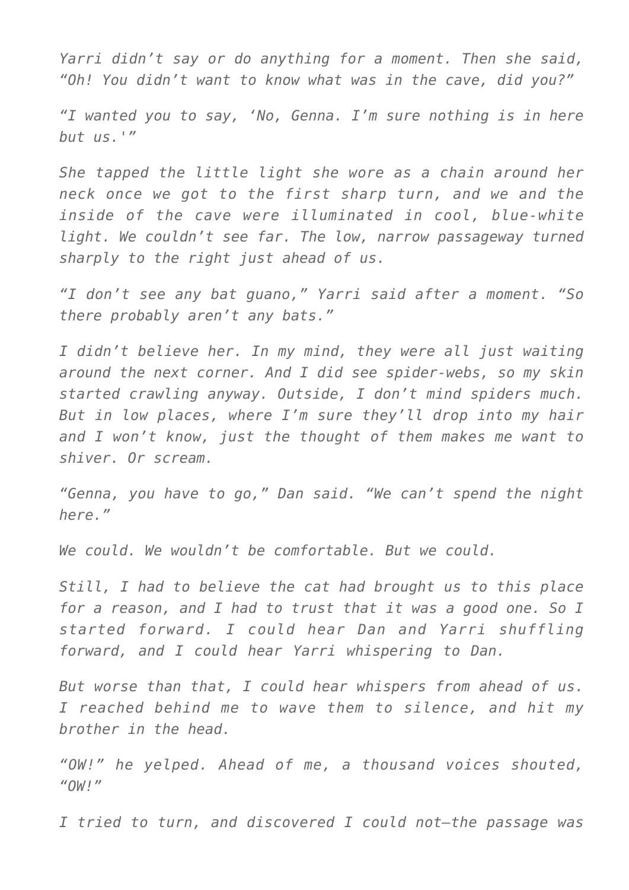*Yarri didn't say or do anything for a moment. Then she said, "Oh! You didn't want to know what was in the cave, did you?"*

*"I wanted you to say, 'No, Genna. I'm sure nothing is in here but us.'"*

*She tapped the little light she wore as a chain around her neck once we got to the first sharp turn, and we and the inside of the cave were illuminated in cool, blue-white light. We couldn't see far. The low, narrow passageway turned sharply to the right just ahead of us.*

*"I don't see any bat guano," Yarri said after a moment. "So there probably aren't any bats."*

*I didn't believe her. In my mind, they were all just waiting around the next corner. And I did see spider-webs, so my skin started crawling anyway. Outside, I don't mind spiders much. But in low places, where I'm sure they'll drop into my hair and I won't know, just the thought of them makes me want to shiver. Or scream.*

*"Genna, you have to go," Dan said. "We can't spend the night here."*

*We could. We wouldn't be comfortable. But we could.*

*Still, I had to believe the cat had brought us to this place for a reason, and I had to trust that it was a good one. So I started forward. I could hear Dan and Yarri shuffling forward, and I could hear Yarri whispering to Dan.*

*But worse than that, I could hear whispers from ahead of us. I reached behind me to wave them to silence, and hit my brother in the head.*

*"OW!" he yelped. Ahead of me, a thousand voices shouted, "OW!"*

*I tried to turn, and discovered I could not—the passage was*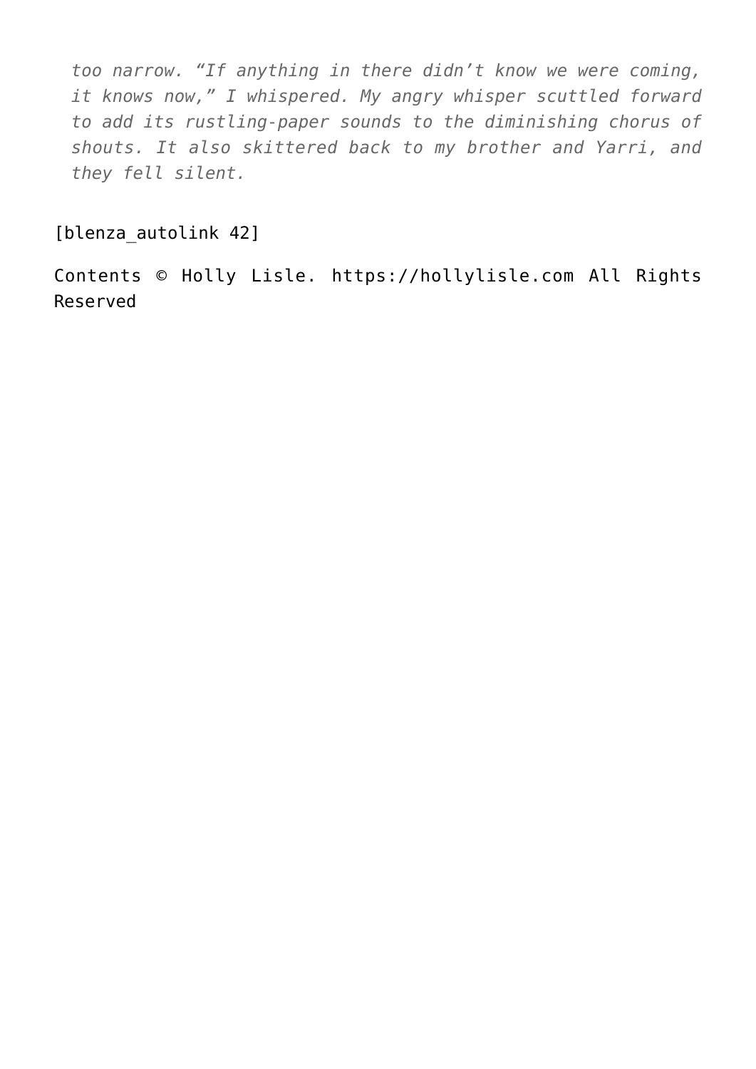*too narrow. "If anything in there didn't know we were coming, it knows now," I whispered. My angry whisper scuttled forward to add its rustling-paper sounds to the diminishing chorus of shouts. It also skittered back to my brother and Yarri, and they fell silent.*

[blenza_autolink 42]

Contents © Holly Lisle. https://hollylisle.com All Rights Reserved